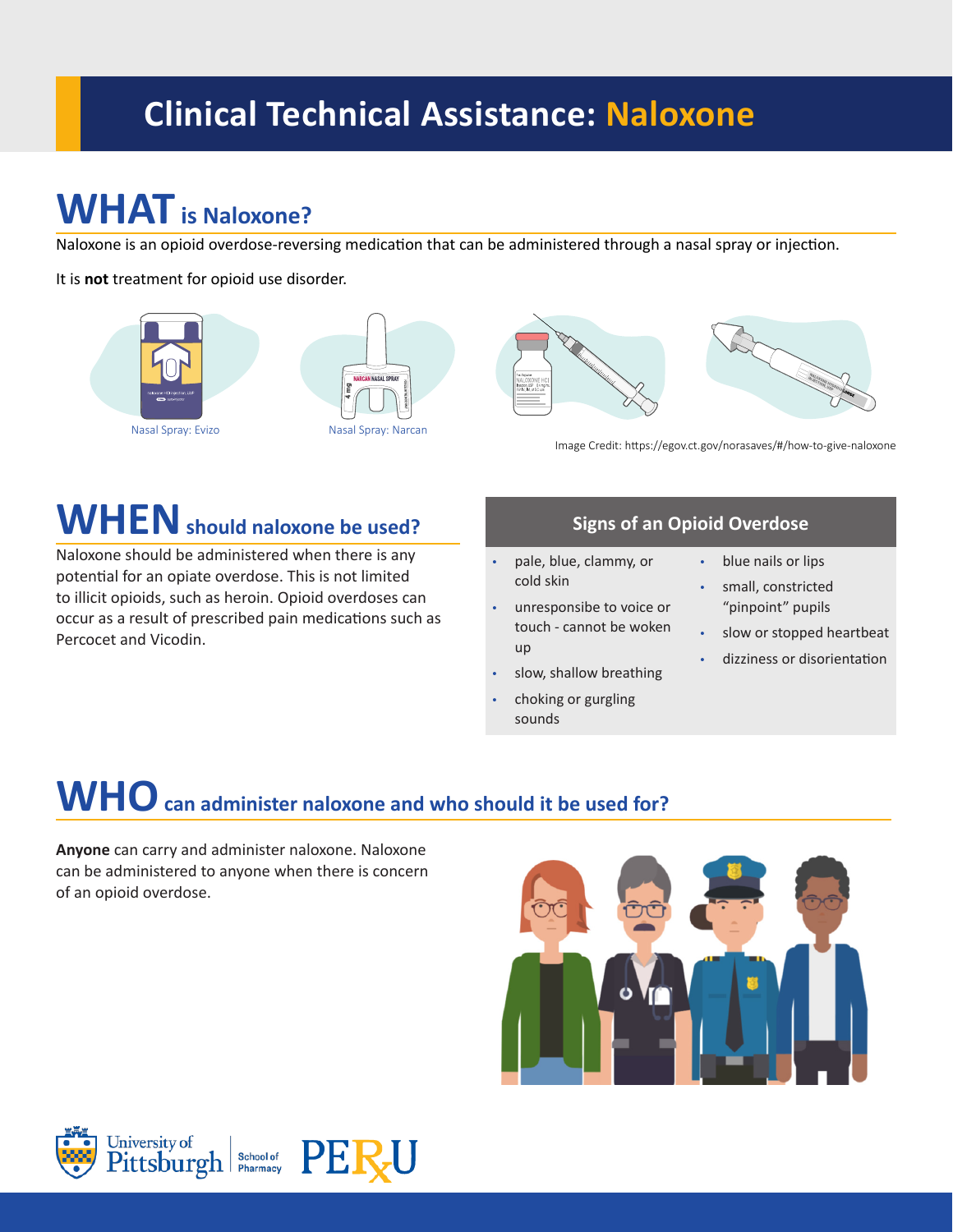# Clinical Technical Assistance: Naloxone

## WHAT is Naloxone?

Naloxone is an opioid overdose-reversing medication that can be administered through a nasal spray or injection.

It is **not** treatment for opioid use disorder.

Nasal Spray: Evizo

Nasal Spray: Narcan

Image Credit: https://egov.ct.gov/norasaves/#/how-to-give-naloxone

## WHEN should naloxone be used?

Naloxone should be administered when there is any potential for an opiate overdose. This is not limited to illicit opioids, such as heroin. Opioid overdoses can occur as a result of prescribed pain medications such as Percocet and Vicodin.

### Signs of an Opioid Overdose

- pale, blue, clammy, or cold skin
- unresponsive to voice or touch - cannot be woken up
- slow, shallow breathing
- choking or gurgling sounds
- blue nails or lips
- small, constricted "pinpoint" pupils
- slow or stopped heartbeat
- dizziness or disorientation

## WHO can administer naloxone and who should it be used for?

**Anyone** can carry and administer naloxone. Naloxone can be administered to anyone when there is concern of an opioid overdose.

University of Pittsburgh School of Pharmacy | PERU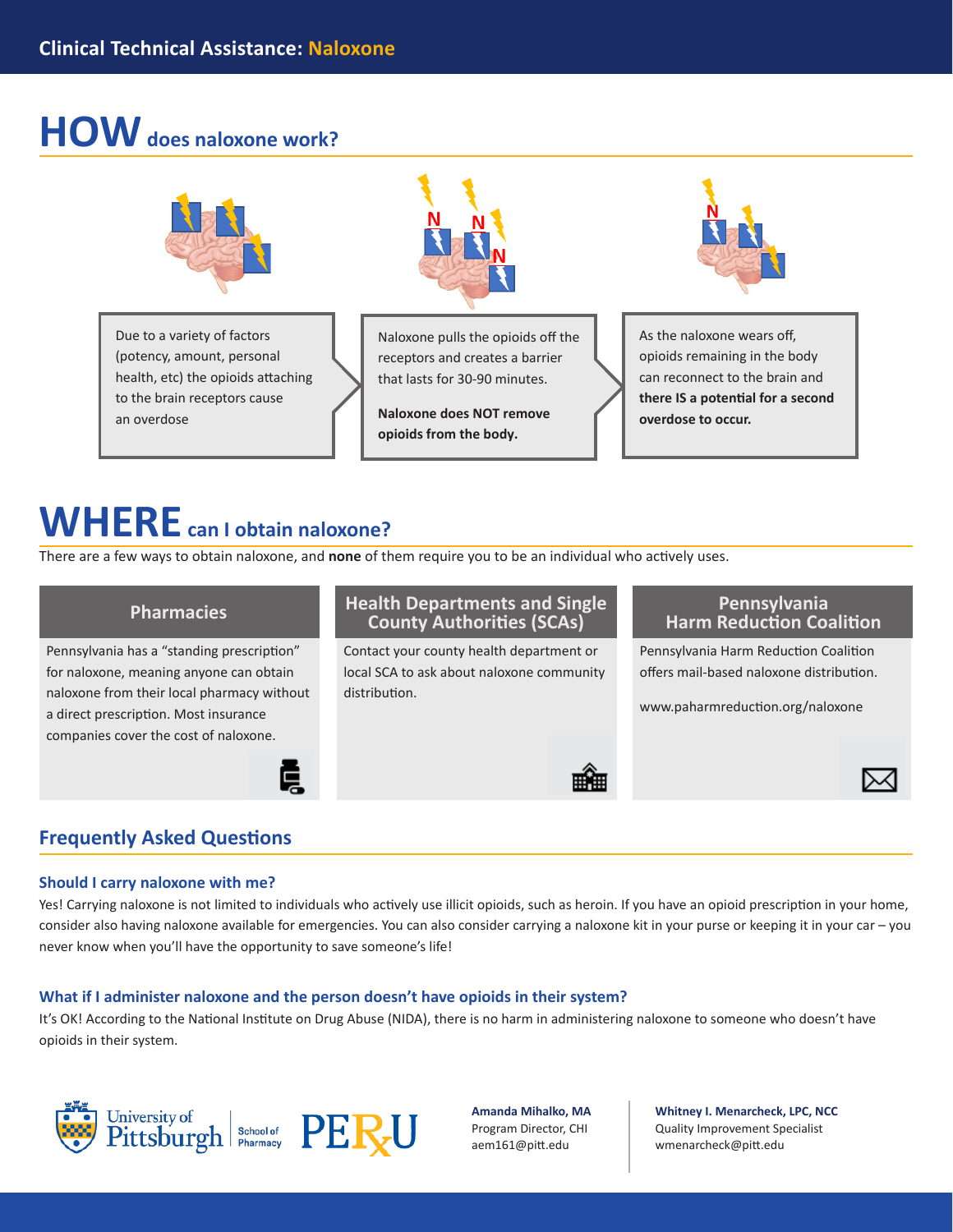Clinical Technical Assistance: Naloxone

# HOW does naloxone work?

Due to a variety of factors (potency, amount, personal health, etc) the opioids attaching to the brain receptors cause an overdose

Naloxone pulls the opioids off the receptors and creates a barrier that lasts for 30-90 minutes.

**Naloxone does NOT remove opioids from the body.**

As the naloxone wears off, opioids remaining in the body can reconnect to the brain and **there IS a potential for a second overdose to occur.**

# WHERE can I obtain naloxone?

There are a few ways to obtain naloxone, and **none** of them require you to be an individual who actively uses.

### Pharmacies

Pennsylvania has a "standing prescription" for naloxone, meaning anyone can obtain naloxone from their local pharmacy without a direct prescription. Most insurance companies cover the cost of naloxone.

### Health Departments and Single County Authorities (SCAs)

Contact your county health department or local SCA to ask about naloxone community distribution.

### Pennsylvania Harm Reduction Coalition

Pennsylvania Harm Reduction Coalition offers mail-based naloxone distribution.

www.paharmreduction.org/naloxone

## Frequently Asked Questions

### Should I carry naloxone with me?

Yes! Carrying naloxone is not limited to individuals who actively use illicit opioids, such as heroin. If you have an opioid prescription in your home, consider also having naloxone available for emergencies. You can also consider carrying a naloxone kit in your purse or keeping it in your car – you never know when you'll have the opportunity to save someone's life!

### What if I administer naloxone and the person doesn't have opioids in their system?

It's OK! According to the National Institute on Drug Abuse (NIDA), there is no harm in administering naloxone to someone who doesn't have opioids in their system.

University of Pittsburgh School of Pharmacy | PERU

**Amanda Mihalko, MA**
Program Director, CHI
aem161@pitt.edu

**Whitney I. Menarcheck, LPC, NCC**
Quality Improvement Specialist
wmenarcheck@pitt.edu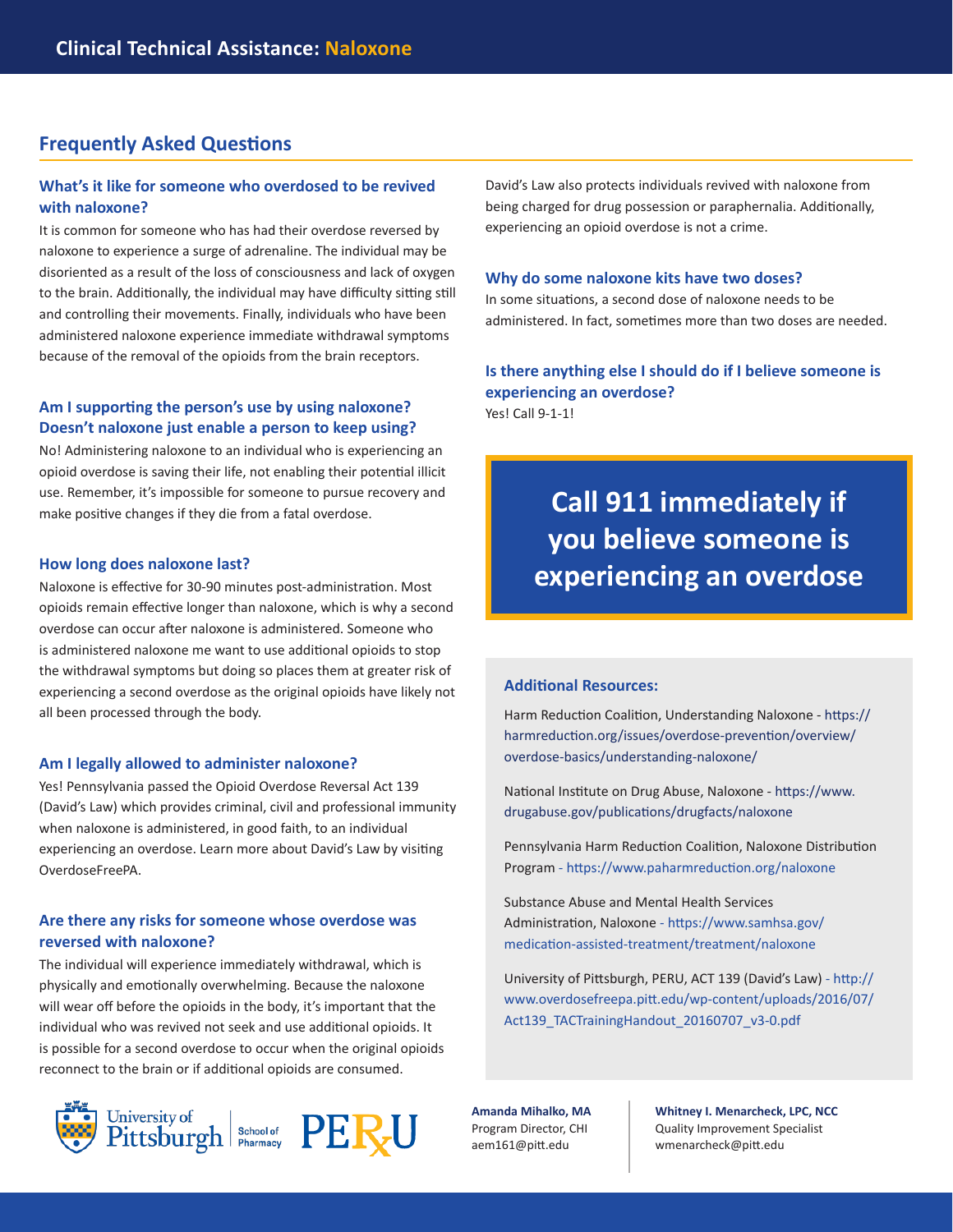## Clinical Technical Assistance: Naloxone

## Frequently Asked Questions

### What's it like for someone who overdosed to be revived with naloxone?

It is common for someone who has had their overdose reversed by naloxone to experience a surge of adrenaline. The individual may be disoriented as a result of the loss of consciousness and lack of oxygen to the brain. Additionally, the individual may have difficulty sitting still and controlling their movements. Finally, individuals who have been administered naloxone experience immediate withdrawal symptoms because of the removal of the opioids from the brain receptors.

### Am I supporting the person's use by using naloxone? Doesn't naloxone just enable a person to keep using?

No! Administering naloxone to an individual who is experiencing an opioid overdose is saving their life, not enabling their potential illicit use. Remember, it's impossible for someone to pursue recovery and make positive changes if they die from a fatal overdose.

### How long does naloxone last?

Naloxone is effective for 30-90 minutes post-administration. Most opioids remain effective longer than naloxone, which is why a second overdose can occur after naloxone is administered. Someone who is administered naloxone me want to use additional opioids to stop the withdrawal symptoms but doing so places them at greater risk of experiencing a second overdose as the original opioids have likely not all been processed through the body.

### Am I legally allowed to administer naloxone?

Yes! Pennsylvania passed the Opioid Overdose Reversal Act 139 (David's Law) which provides criminal, civil and professional immunity when naloxone is administered, in good faith, to an individual experiencing an overdose. Learn more about David's Law by visiting OverdoseFreePA.

### Are there any risks for someone whose overdose was reversed with naloxone?

The individual will experience immediately withdrawal, which is physically and emotionally overwhelming. Because the naloxone will wear off before the opioids in the body, it's important that the individual who was revived not seek and use additional opioids. It is possible for a second overdose to occur when the original opioids reconnect to the brain or if additional opioids are consumed.

David's Law also protects individuals revived with naloxone from being charged for drug possession or paraphernalia. Additionally, experiencing an opioid overdose is not a crime.

### Why do some naloxone kits have two doses?

In some situations, a second dose of naloxone needs to be administered. In fact, sometimes more than two doses are needed.

### Is there anything else I should do if I believe someone is experiencing an overdose?

Yes! Call 9-1-1!

**Call 911 immediately if you believe someone is experiencing an overdose**

### Additional Resources:

Harm Reduction Coalition, Understanding Naloxone - https://harmreduction.org/issues/overdose-prevention/overview/overdose-basics/understanding-naloxone/

National Institute on Drug Abuse, Naloxone - https://www.drugabuse.gov/publications/drugfacts/naloxone

Pennsylvania Harm Reduction Coalition, Naloxone Distribution Program - https://www.paharmreduction.org/naloxone

Substance Abuse and Mental Health Services Administration, Naloxone - https://www.samhsa.gov/medication-assisted-treatment/treatment/naloxone

University of Pittsburgh, PERU, ACT 139 (David's Law) - http://www.overdosefreepa.pitt.edu/wp-content/uploads/2016/07/Act139_TACTrainingHandout_20160707_v3-0.pdf

University of Pittsburgh | School of Pharmacy | PERU

**Amanda Mihalko, MA**
Program Director, CHI
aem161@pitt.edu

**Whitney I. Menarcheck, LPC, NCC**
Quality Improvement Specialist
wmenarcheck@pitt.edu